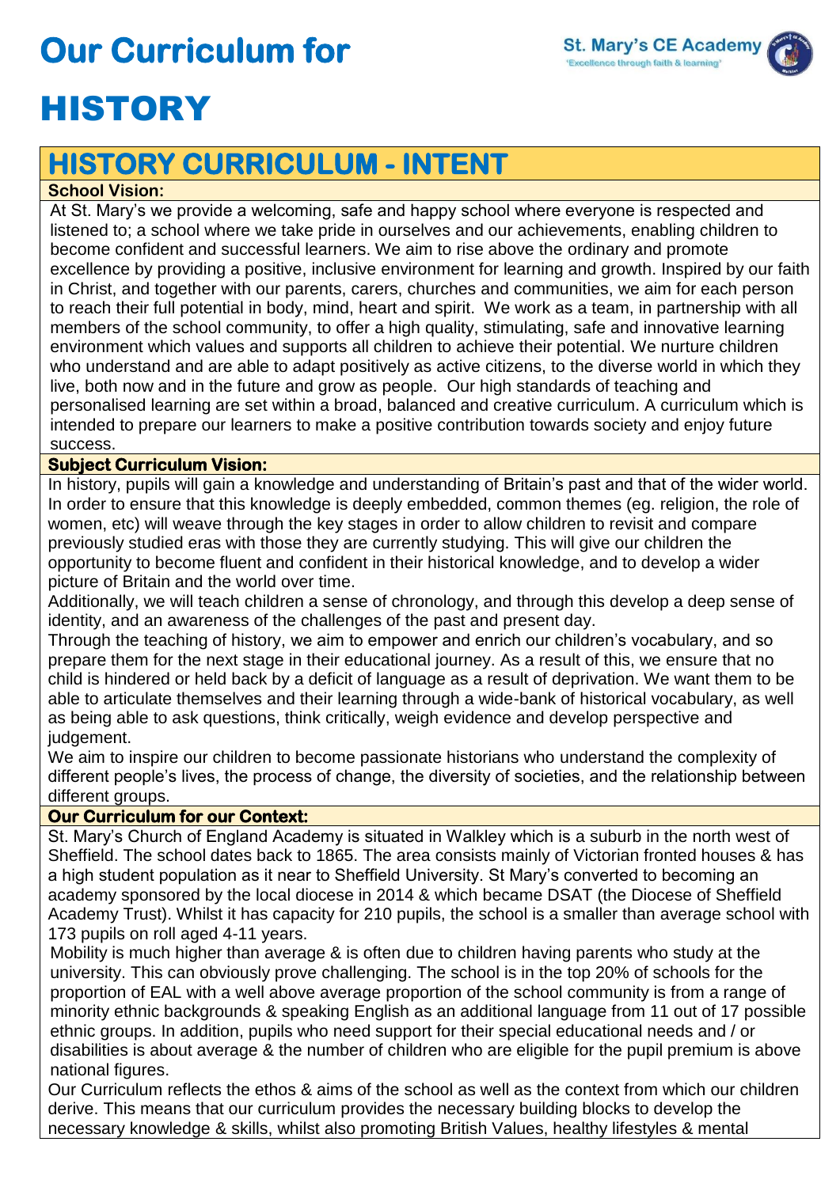# Our Curriculum for HISTORY

St. Mary's CE Academy
'Excellence through faith & learning'

## HISTORY CURRICULUM - INTENT

**School Vision:**

At St. Mary's we provide a welcoming, safe and happy school where everyone is respected and listened to; a school where we take pride in ourselves and our achievements, enabling children to become confident and successful learners. We aim to rise above the ordinary and promote excellence by providing a positive, inclusive environment for learning and growth. Inspired by our faith in Christ, and together with our parents, carers, churches and communities, we aim for each person to reach their full potential in body, mind, heart and spirit. We work as a team, in partnership with all members of the school community, to offer a high quality, stimulating, safe and innovative learning environment which values and supports all children to achieve their potential. We nurture children who understand and are able to adapt positively as active citizens, to the diverse world in which they live, both now and in the future and grow as people. Our high standards of teaching and personalised learning are set within a broad, balanced and creative curriculum. A curriculum which is intended to prepare our learners to make a positive contribution towards society and enjoy future success.

**Subject Curriculum Vision:**

In history, pupils will gain a knowledge and understanding of Britain's past and that of the wider world. In order to ensure that this knowledge is deeply embedded, common themes (eg. religion, the role of women, etc) will weave through the key stages in order to allow children to revisit and compare previously studied eras with those they are currently studying. This will give our children the opportunity to become fluent and confident in their historical knowledge, and to develop a wider picture of Britain and the world over time.

Additionally, we will teach children a sense of chronology, and through this develop a deep sense of identity, and an awareness of the challenges of the past and present day.

Through the teaching of history, we aim to empower and enrich our children's vocabulary, and so prepare them for the next stage in their educational journey. As a result of this, we ensure that no child is hindered or held back by a deficit of language as a result of deprivation. We want them to be able to articulate themselves and their learning through a wide-bank of historical vocabulary, as well as being able to ask questions, think critically, weigh evidence and develop perspective and judgement.

We aim to inspire our children to become passionate historians who understand the complexity of different people's lives, the process of change, the diversity of societies, and the relationship between different groups.

**Our Curriculum for our Context:**

St. Mary's Church of England Academy is situated in Walkley which is a suburb in the north west of Sheffield. The school dates back to 1865. The area consists mainly of Victorian fronted houses & has a high student population as it near to Sheffield University. St Mary's converted to becoming an academy sponsored by the local diocese in 2014 & which became DSAT (the Diocese of Sheffield Academy Trust). Whilst it has capacity for 210 pupils, the school is a smaller than average school with 173 pupils on roll aged 4-11 years.

Mobility is much higher than average & is often due to children having parents who study at the university. This can obviously prove challenging. The school is in the top 20% of schools for the proportion of EAL with a well above average proportion of the school community is from a range of minority ethnic backgrounds & speaking English as an additional language from 11 out of 17 possible ethnic groups. In addition, pupils who need support for their special educational needs and / or disabilities is about average & the number of children who are eligible for the pupil premium is above national figures.

Our Curriculum reflects the ethos & aims of the school as well as the context from which our children derive. This means that our curriculum provides the necessary building blocks to develop the necessary knowledge & skills, whilst also promoting British Values, healthy lifestyles & mental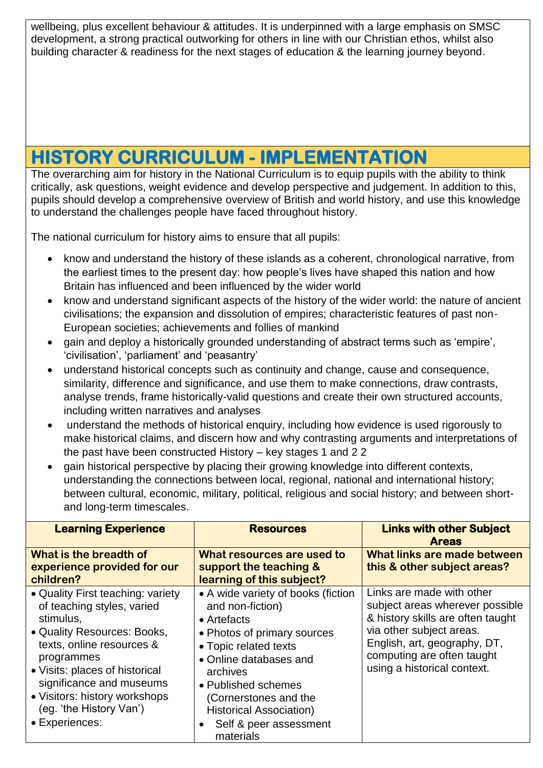wellbeing, plus excellent behaviour & attitudes. It is underpinned with a large emphasis on SMSC development, a strong practical outworking for others in line with our Christian ethos, whilst also building character & readiness for the next stages of education & the learning journey beyond.

## HISTORY CURRICULUM - IMPLEMENTATION

The overarching aim for history in the National Curriculum is to equip pupils with the ability to think critically, ask questions, weight evidence and develop perspective and judgement. In addition to this, pupils should develop a comprehensive overview of British and world history, and use this knowledge to understand the challenges people have faced throughout history.

The national curriculum for history aims to ensure that all pupils:

- know and understand the history of these islands as a coherent, chronological narrative, from the earliest times to the present day: how people's lives have shaped this nation and how Britain has influenced and been influenced by the wider world
- know and understand significant aspects of the history of the wider world: the nature of ancient civilisations; the expansion and dissolution of empires; characteristic features of past non-European societies; achievements and follies of mankind
- gain and deploy a historically grounded understanding of abstract terms such as 'empire', 'civilisation', 'parliament' and 'peasantry'
- understand historical concepts such as continuity and change, cause and consequence, similarity, difference and significance, and use them to make connections, draw contrasts, analyse trends, frame historically-valid questions and create their own structured accounts, including written narratives and analyses
- understand the methods of historical enquiry, including how evidence is used rigorously to make historical claims, and discern how and why contrasting arguments and interpretations of the past have been constructed History – key stages 1 and 2 2
- gain historical perspective by placing their growing knowledge into different contexts, understanding the connections between local, regional, national and international history; between cultural, economic, military, political, religious and social history; and between short- and long-term timescales.

| Learning Experience | Resources | Links with other Subject Areas |
|---|---|---|
| **What is the breadth of experience provided for our children?** | **What resources are used to support the teaching & learning of this subject?** | **What links are made between this & other subject areas?** |
| • Quality First teaching: variety of teaching styles, varied stimulus,<br>• Quality Resources: Books, texts, online resources & programmes<br>• Visits: places of historical significance and museums<br>• Visitors: history workshops (eg. 'the History Van')<br>• Experiences: | • A wide variety of books (fiction and non-fiction)<br>• Artefacts<br>• Photos of primary sources<br>• Topic related texts<br>• Online databases and archives<br>• Published schemes (Cornerstones and the Historical Association)<br>• Self & peer assessment materials | Links are made with other subject areas wherever possible & history skills are often taught via other subject areas. English, art, geography, DT, computing are often taught using a historical context. |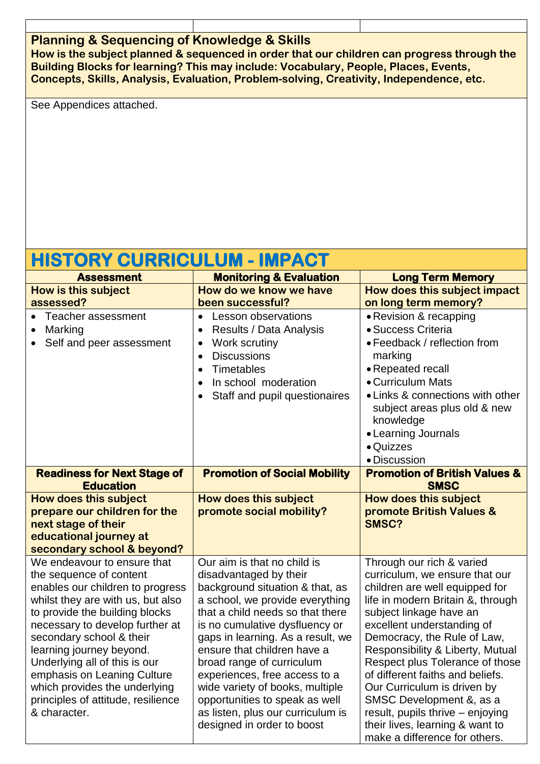## Planning & Sequencing of Knowledge & Skills

**How is the subject planned & sequenced in order that our children can progress through the Building Blocks for learning? This may include: Vocabulary, People, Places, Events, Concepts, Skills, Analysis, Evaluation, Problem-solving, Creativity, Independence, etc.**

See Appendices attached.

# HISTORY CURRICULUM - IMPACT

| Assessment | Monitoring & Evaluation | Long Term Memory |
|---|---|---|
| **How is this subject assessed?** | **How do we know we have been successful?** | **How does this subject impact on long term memory?** |
| • Teacher assessment<br>• Marking<br>• Self and peer assessment | • Lesson observations<br>• Results / Data Analysis<br>• Work scrutiny<br>• Discussions<br>• Timetables<br>• In school moderation<br>• Staff and pupil questionaires | • Revision & recapping<br>• Success Criteria<br>• Feedback / reflection from marking<br>• Repeated recall<br>• Curriculum Mats<br>• Links & connections with other subject areas plus old & new knowledge<br>• Learning Journals<br>• Quizzes<br>• Discussion |
| **Readiness for Next Stage of Education** | **Promotion of Social Mobility** | **Promotion of British Values & SMSC** |
| **How does this subject prepare our children for the next stage of their educational journey at secondary school & beyond?** | **How does this subject promote social mobility?** | **How does this subject promote British Values & SMSC?** |
| We endeavour to ensure that the sequence of content enables our children to progress whilst they are with us, but also to provide the building blocks necessary to develop further at secondary school & their learning journey beyond. Underlying all of this is our emphasis on Leaning Culture which provides the underlying principles of attitude, resilience & character. | Our aim is that no child is disadvantaged by their background situation & that, as a school, we provide everything that a child needs so that there is no cumulative dysfluency or gaps in learning. As a result, we ensure that children have a broad range of curriculum experiences, free access to a wide variety of books, multiple opportunities to speak as well as listen, plus our curriculum is designed in order to boost | Through our rich & varied curriculum, we ensure that our children are well equipped for life in modern Britain &, through subject linkage have an excellent understanding of Democracy, the Rule of Law, Responsibility & Liberty, Mutual Respect plus Tolerance of those of different faiths and beliefs. Our Curriculum is driven by SMSC Development &, as a result, pupils thrive – enjoying their lives, learning & want to make a difference for others. |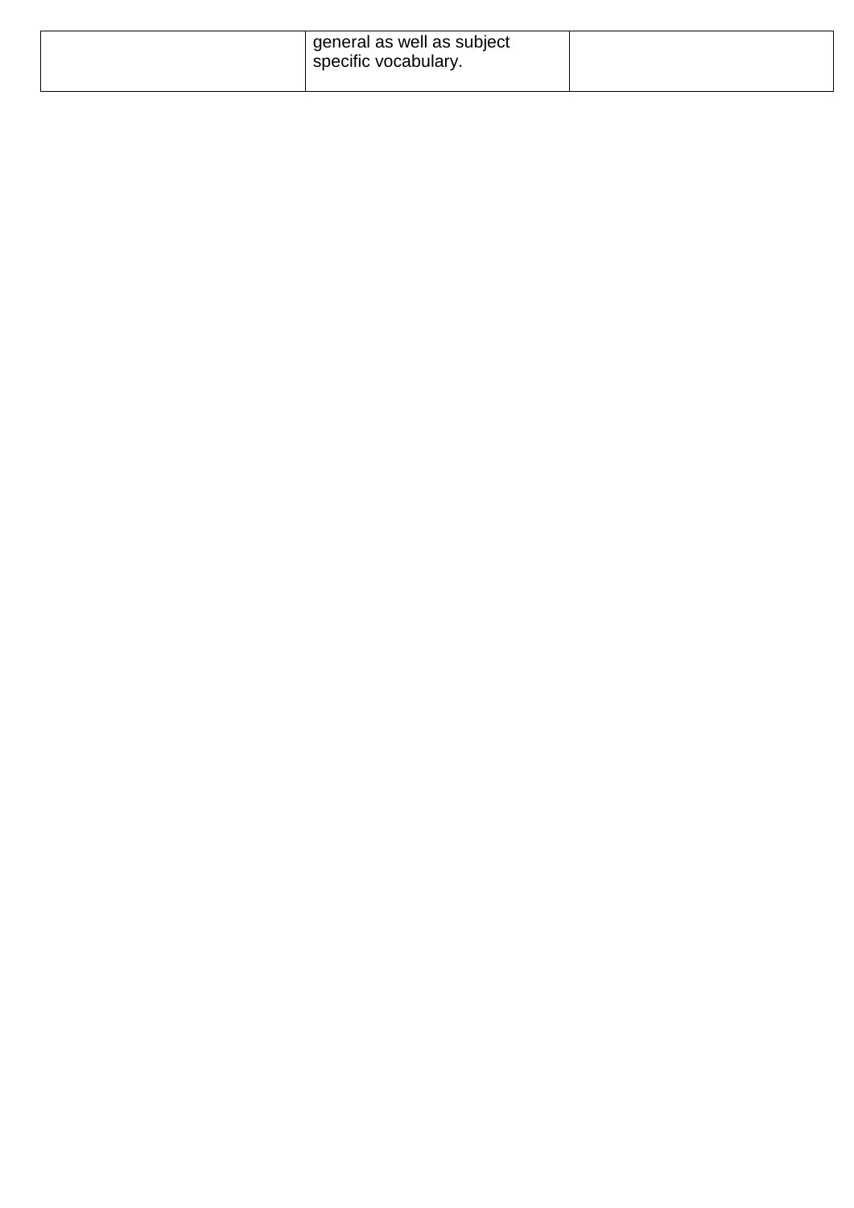|  | general as well as subject specific vocabulary. |  |
| --- | --- | --- |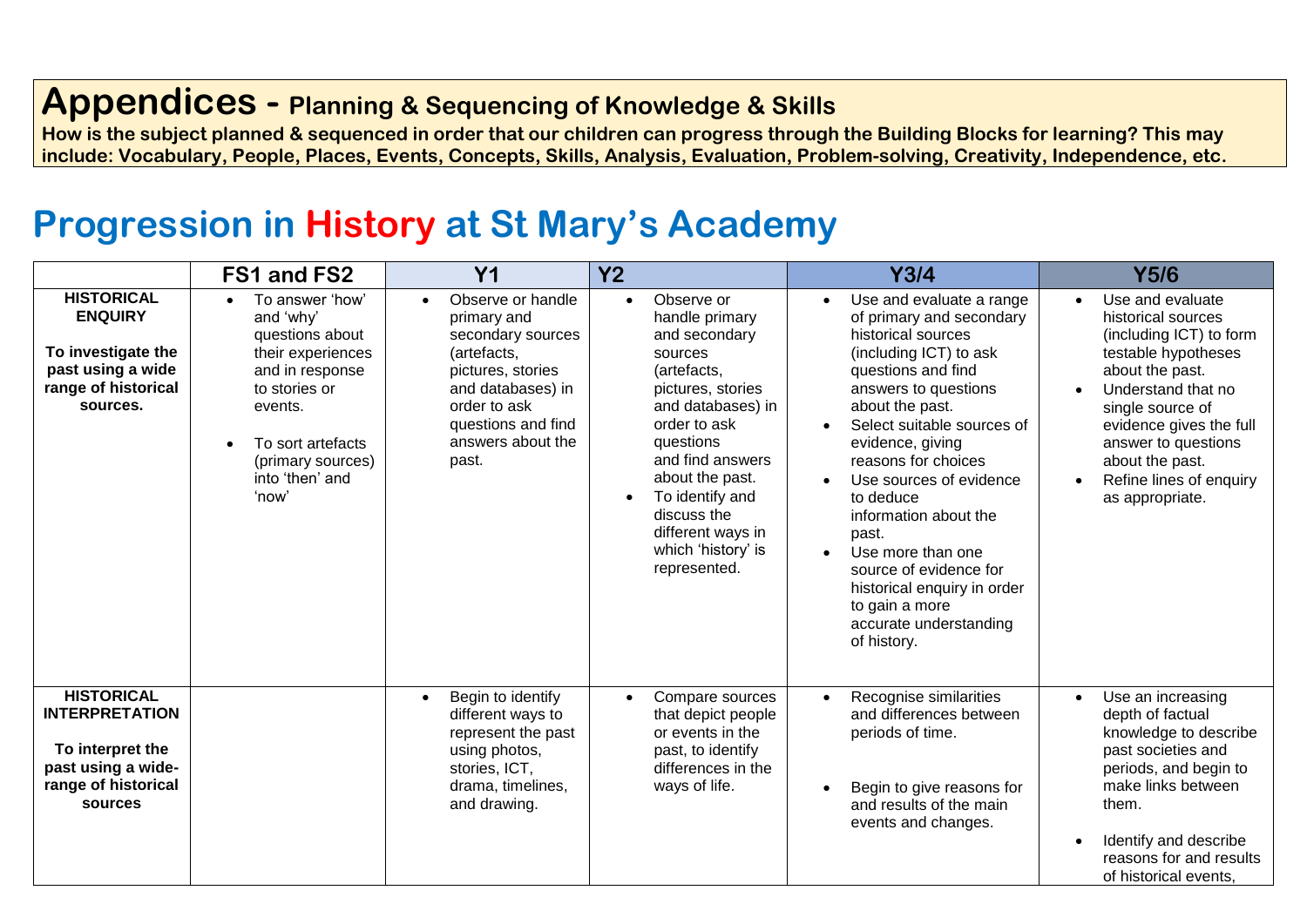# Appendices - Planning & Sequencing of Knowledge & Skills

**How is the subject planned & sequenced in order that our children can progress through the Building Blocks for learning? This may include: Vocabulary, People, Places, Events, Concepts, Skills, Analysis, Evaluation, Problem-solving, Creativity, Independence, etc.**

## Progression in History at St Mary's Academy

| | FS1 and FS2 | Y1 | Y2 | Y3/4 | Y5/6 |
|---|---|---|---|---|---|
| **HISTORICAL ENQUIRY**<br><br>**To investigate the past using a wide range of historical sources.** | • To answer 'how' and 'why' questions about their experiences and in response to stories or events.<br>• To sort artefacts (primary sources) into 'then' and 'now' | • Observe or handle primary and secondary sources (artefacts, pictures, stories and databases) in order to ask questions and find answers about the past. | • Observe or handle primary and secondary sources (artefacts, pictures, stories and databases) in order to ask questions and find answers about the past.<br>• To identify and discuss the different ways in which 'history' is represented. | • Use and evaluate a range of primary and secondary historical sources (including ICT) to ask questions and find answers to questions about the past.<br>• Select suitable sources of evidence, giving reasons for choices<br>• Use sources of evidence to deduce information about the past.<br>• Use more than one source of evidence for historical enquiry in order to gain a more accurate understanding of history. | • Use and evaluate historical sources (including ICT) to form testable hypotheses about the past.<br>• Understand that no single source of evidence gives the full answer to questions about the past.<br>• Refine lines of enquiry as appropriate. |
| **HISTORICAL INTERPRETATION**<br><br>**To interpret the past using a wide-range of historical sources** | | • Begin to identify different ways to represent the past using photos, stories, ICT, drama, timelines, and drawing. | • Compare sources that depict people or events in the past, to identify differences in the ways of life. | • Recognise similarities and differences between periods of time.<br>• Begin to give reasons for and results of the main events and changes. | • Use an increasing depth of factual knowledge to describe past societies and periods, and begin to make links between them.<br>• Identify and describe reasons for and results of historical events, |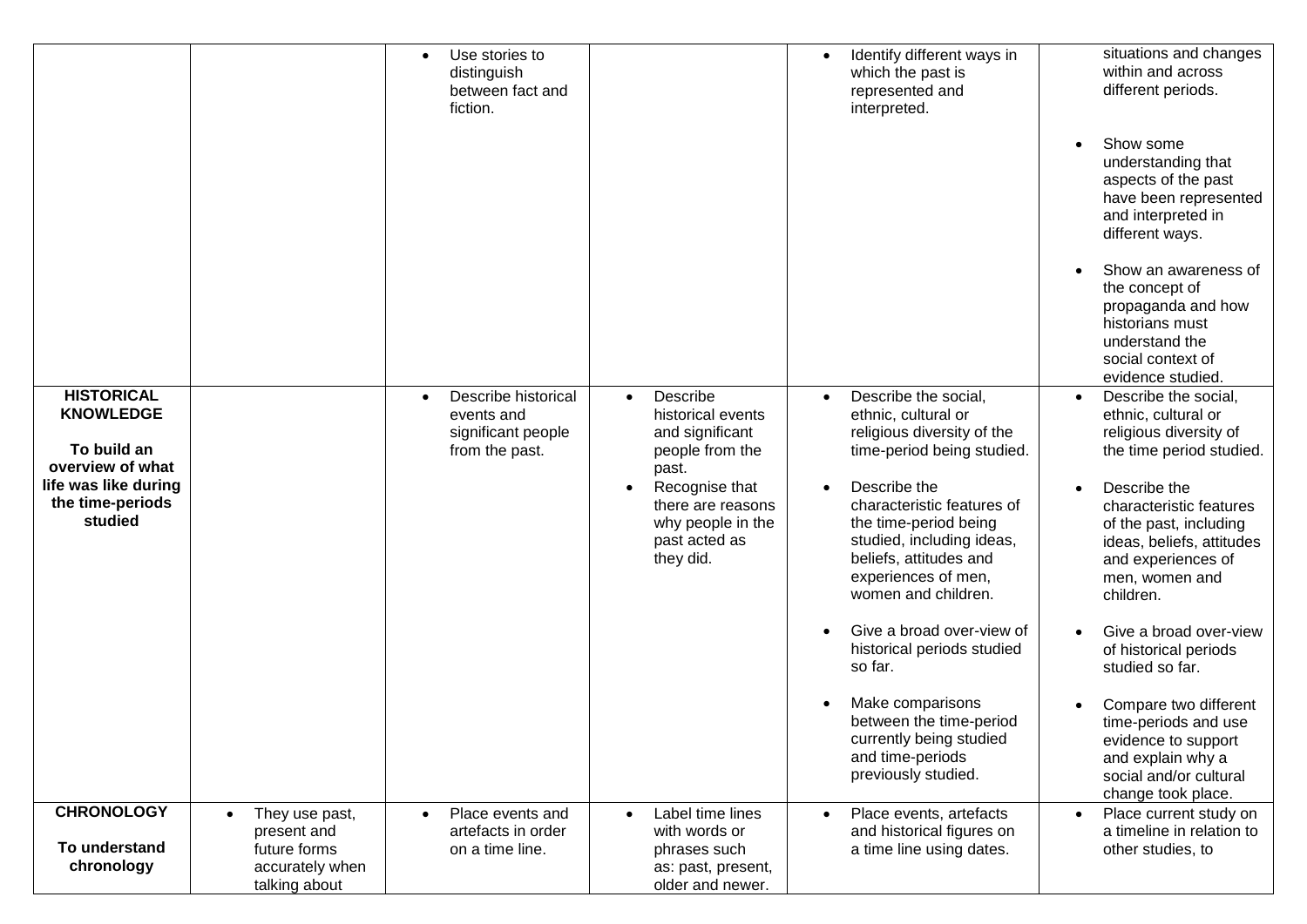| | | | | | |
|---|---|---|---|---|---|
| | | • Use stories to distinguish between fact and fiction. | | • Identify different ways in which the past is represented and interpreted. | situations and changes within and across different periods.<br><br>• Show some understanding that aspects of the past have been represented and interpreted in different ways.<br><br>• Show an awareness of the concept of propaganda and how historians must understand the social context of evidence studied. |
| **HISTORICAL KNOWLEDGE**<br><br>**To build an overview of what life was like during the time-periods studied** | | • Describe historical events and significant people from the past. | • Describe historical events and significant people from the past.<br>• Recognise that there are reasons why people in the past acted as they did. | • Describe the social, ethnic, cultural or religious diversity of the time-period being studied.<br><br>• Describe the characteristic features of the time-period being studied, including ideas, beliefs, attitudes and experiences of men, women and children.<br><br>• Give a broad over-view of historical periods studied so far.<br><br>• Make comparisons between the time-period currently being studied and time-periods previously studied. | • Describe the social, ethnic, cultural or religious diversity of the time period studied.<br><br>• Describe the characteristic features of the past, including ideas, beliefs, attitudes and experiences of men, women and children.<br><br>• Give a broad over-view of historical periods studied so far.<br><br>• Compare two different time-periods and use evidence to support and explain why a social and/or cultural change took place. |
| **CHRONOLOGY**<br><br>**To understand chronology** | • They use past, present and future forms accurately when talking about | • Place events and artefacts in order on a time line. | • Label time lines with words or phrases such as: past, present, older and newer. | • Place events, artefacts and historical figures on a time line using dates. | • Place current study on a timeline in relation to other studies, to |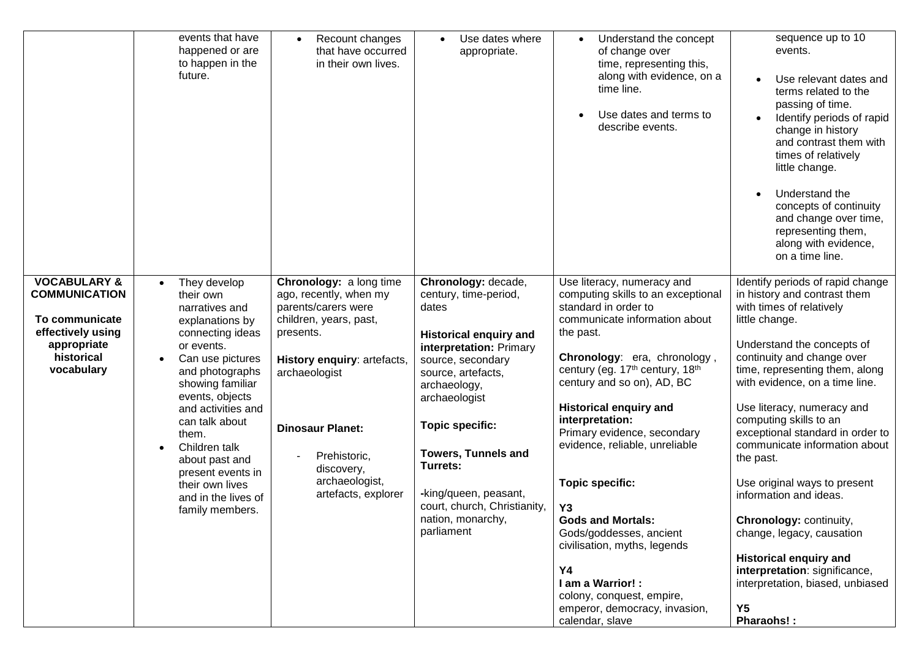| | | | | | |
|---|---|---|---|---|---|
| | events that have happened or are to happen in the future. | • Recount changes that have occurred in their own lives. | • Use dates where appropriate. | • Understand the concept of change over time, representing this, along with evidence, on a time line.<br>• Use dates and terms to describe events. | sequence up to 10 events.<br>• Use relevant dates and terms related to the passing of time.<br>• Identify periods of rapid change in history and contrast them with times of relatively little change.<br>• Understand the concepts of continuity and change over time, representing them, along with evidence, on a time line. |
| **VOCABULARY & COMMUNICATION**<br><br>**To communicate effectively using appropriate historical vocabulary** | • They develop their own narratives and explanations by connecting ideas or events.<br>• Can use pictures and photographs showing familiar events, objects and activities and can talk about them.<br>• Children talk about past and present events in their own lives and in the lives of family members. | **Chronology:** a long time ago, recently, when my parents/carers were children, years, past, presents.<br><br>**History enquiry**: artefacts, archaeologist<br><br>**Dinosaur Planet:**<br>- Prehistoric, discovery, archaeologist, artefacts, explorer | **Chronology:** decade, century, time-period, dates<br><br>**Historical enquiry and interpretation:** Primary source, secondary source, artefacts, archaeology, archaeologist<br><br>**Topic specific:**<br><br>**Towers, Tunnels and Turrets:**<br><br>-king/queen, peasant, court, church, Christianity, nation, monarchy, parliament | Use literacy, numeracy and computing skills to an exceptional standard in order to communicate information about the past.<br><br>**Chronology**: era, chronology, century (eg. 17th century, 18th century and so on), AD, BC<br><br>**Historical enquiry and interpretation:**<br>Primary evidence, secondary evidence, reliable, unreliable<br><br>**Topic specific:**<br><br>**Y3**<br>**Gods and Mortals:**<br>Gods/goddesses, ancient civilisation, myths, legends<br><br>**Y4**<br>**I am a Warrior! :**<br>colony, conquest, empire, emperor, democracy, invasion, calendar, slave | Identify periods of rapid change in history and contrast them with times of relatively little change.<br><br>Understand the concepts of continuity and change over time, representing them, along with evidence, on a time line.<br><br>Use literacy, numeracy and computing skills to an exceptional standard in order to communicate information about the past.<br><br>Use original ways to present information and ideas.<br><br>**Chronology:** continuity, change, legacy, causation<br><br>**Historical enquiry and interpretation**: significance, interpretation, biased, unbiased<br><br>**Y5**<br>**Pharaohs! :** |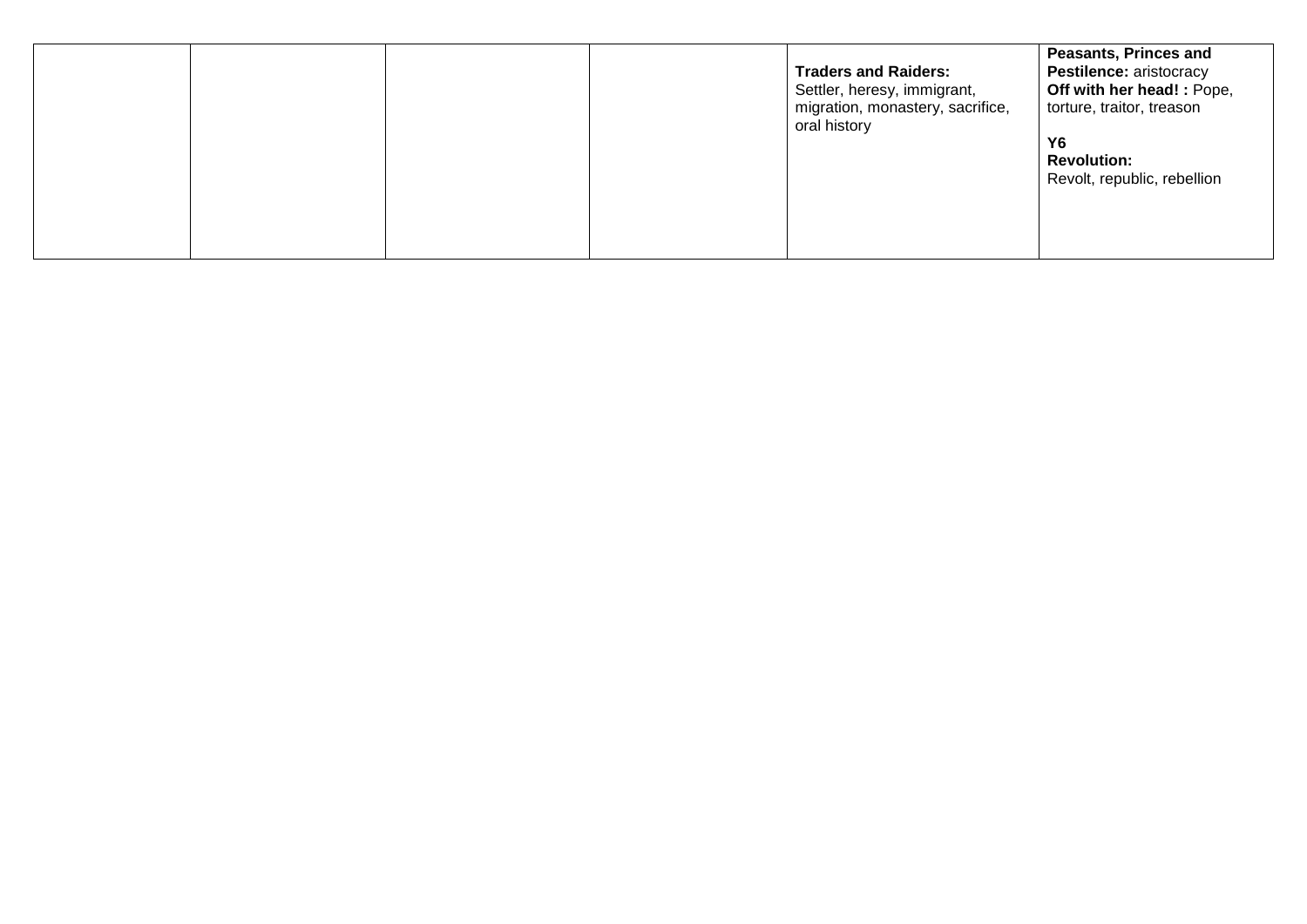| | | | | | |
|---|---|---|---|---|---|
| | | | | **Traders and Raiders:** Settler, heresy, immigrant, migration, monastery, sacrifice, oral history | **Peasants, Princes and Pestilence:** aristocracy<br>**Off with her head! :** Pope, torture, traitor, treason<br><br>**Y6**<br>**Revolution:**<br>Revolt, republic, rebellion |